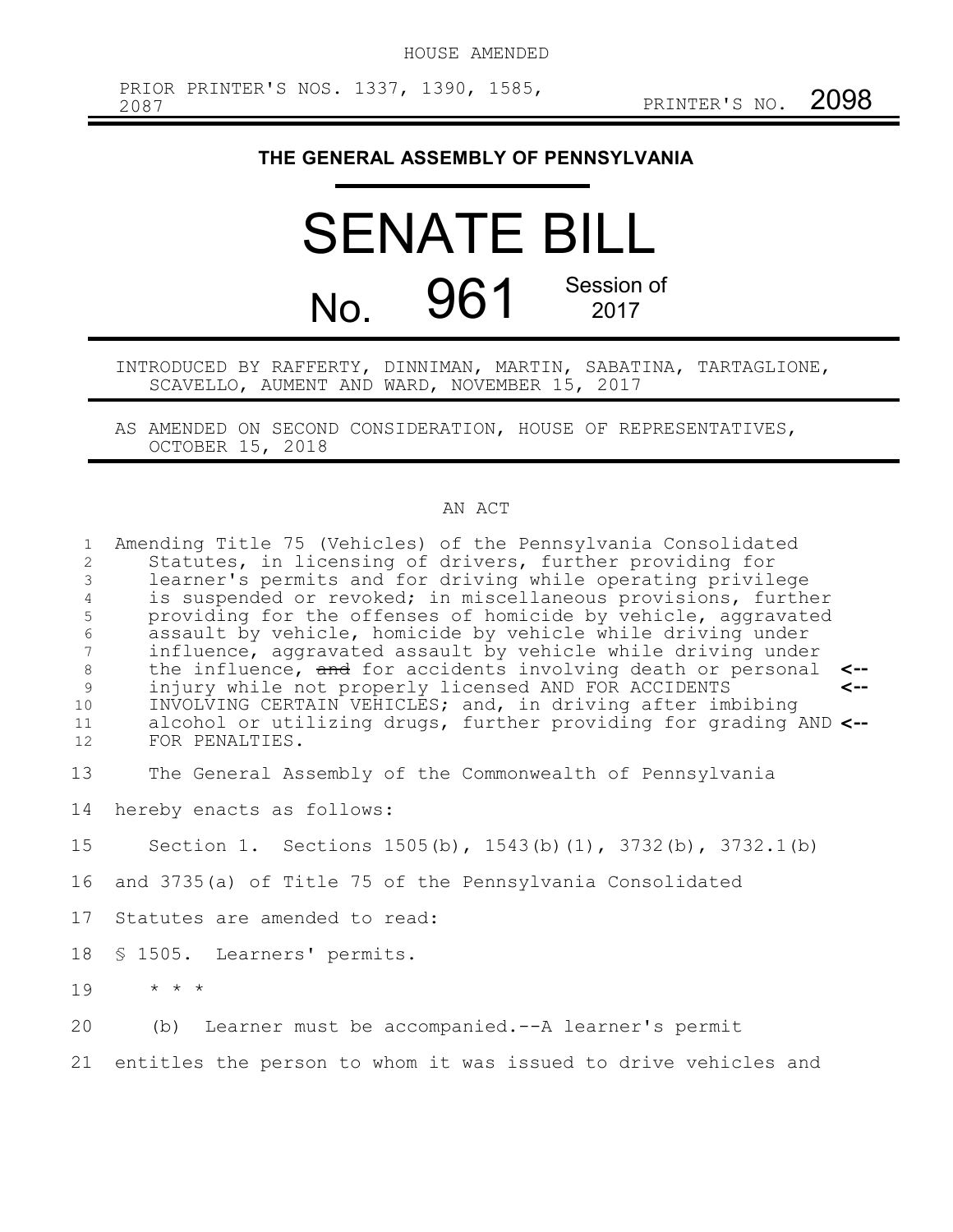HOUSE AMENDED

PRIOR PRINTER'S NOS. 1337, 1390, 1585, 2087

PRINTER'S NO. 2098

# THE GENERAL ASSEMBLY OF PENNSYLVANIA

# SENATE BILL

# No. 961

Session of 2017

INTRODUCED BY RAFFERTY, DINNIMAN, MARTIN, SABATINA, TARTAGLIONE, SCAVELLO, AUMENT AND WARD, NOVEMBER 15, 2017

AS AMENDED ON SECOND CONSIDERATION, HOUSE OF REPRESENTATIVES, OCTOBER 15, 2018

## AN ACT

Amending Title 75 (Vehicles) of the Pennsylvania Consolidated Statutes, in licensing of drivers, further providing for learner's permits and for driving while operating privilege is suspended or revoked; in miscellaneous provisions, further providing for the offenses of homicide by vehicle, aggravated assault by vehicle, homicide by vehicle while driving under influence, aggravated assault by vehicle while driving under the influence, ~~and~~ for accidents involving death or personal injury while not properly licensed AND FOR ACCIDENTS INVOLVING CERTAIN VEHICLES; and, in driving after imbibing alcohol or utilizing drugs, further providing for grading AND FOR PENALTIES.

The General Assembly of the Commonwealth of Pennsylvania hereby enacts as follows:

Section 1. Sections 1505(b), 1543(b)(1), 3732(b), 3732.1(b) and 3735(a) of Title 75 of the Pennsylvania Consolidated Statutes are amended to read:

§ 1505. Learners' permits.

\* \* \*

(b) Learner must be accompanied.--A learner's permit entitles the person to whom it was issued to drive vehicles and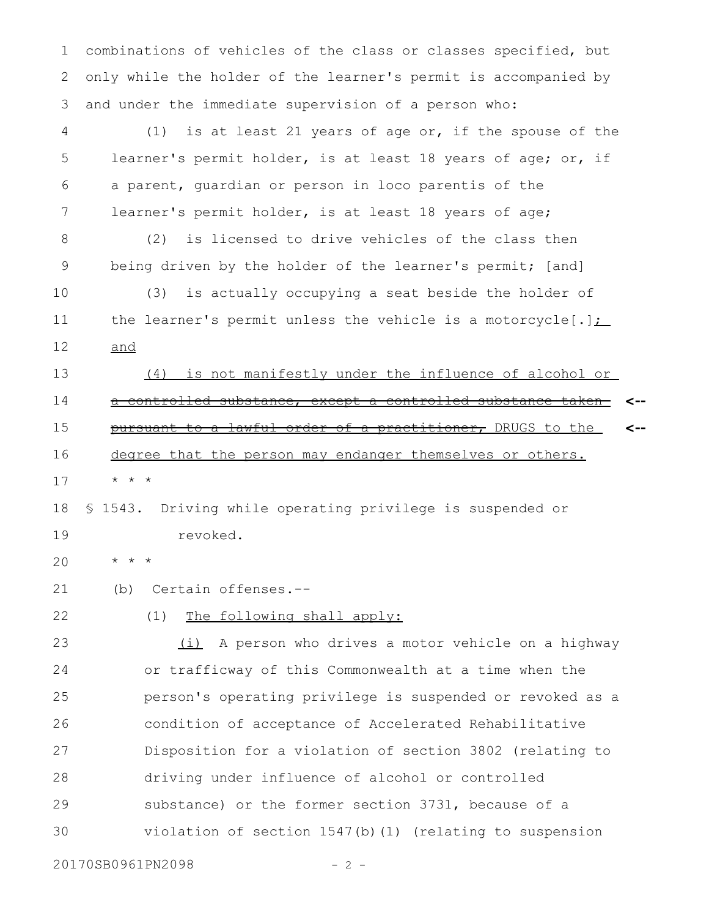combinations of vehicles of the class or classes specified, but only while the holder of the learner's permit is accompanied by and under the immediate supervision of a person who:

(1) is at least 21 years of age or, if the spouse of the learner's permit holder, is at least 18 years of age; or, if a parent, guardian or person in loco parentis of the learner's permit holder, is at least 18 years of age;

(2) is licensed to drive vehicles of the class then being driven by the holder of the learner's permit; [and]

(3) is actually occupying a seat beside the holder of the learner's permit unless the vehicle is a motorcycle[.]<u>; and</u>

<u>(4) is not manifestly under the influence of alcohol or</u> ~~a controlled substance, except a controlled substance taken pursuant to a lawful order of a practitioner,~~ DRUGS <u>to the degree that the person may endanger themselves or others.</u>

* * *

§ 1543. Driving while operating privilege is suspended or revoked.

* * *

(b) Certain offenses.--

(1) <u>The following shall apply:</u>

<u>(i)</u> A person who drives a motor vehicle on a highway or trafficway of this Commonwealth at a time when the person's operating privilege is suspended or revoked as a condition of acceptance of Accelerated Rehabilitative Disposition for a violation of section 3802 (relating to driving under influence of alcohol or controlled substance) or the former section 3731, because of a violation of section 1547(b)(1) (relating to suspension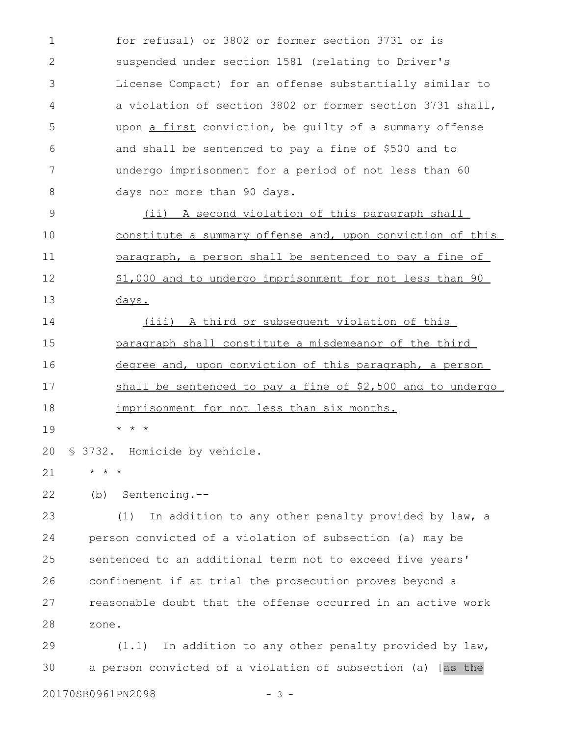for refusal) or 3802 or former section 3731 or is suspended under section 1581 (relating to Driver's License Compact) for an offense substantially similar to a violation of section 3802 or former section 3731 shall, upon <u>a first</u> conviction, be guilty of a summary offense and shall be sentenced to pay a fine of $500 and to undergo imprisonment for a period of not less than 60 days nor more than 90 days.

<u>(ii) A second violation of this paragraph shall constitute a summary offense and, upon conviction of this paragraph, a person shall be sentenced to pay a fine of $1,000 and to undergo imprisonment for not less than 90 days.</u>

<u>(iii) A third or subsequent violation of this paragraph shall constitute a misdemeanor of the third degree and, upon conviction of this paragraph, a person shall be sentenced to pay a fine of $2,500 and to undergo imprisonment for not less than six months.</u>

* * *

§ 3732. Homicide by vehicle.

* * *

(b) Sentencing.--

(1) In addition to any other penalty provided by law, a person convicted of a violation of subsection (a) may be sentenced to an additional term not to exceed five years' confinement if at trial the prosecution proves beyond a reasonable doubt that the offense occurred in an active work zone.

(1.1) In addition to any other penalty provided by law, a person convicted of a violation of subsection (a) [as the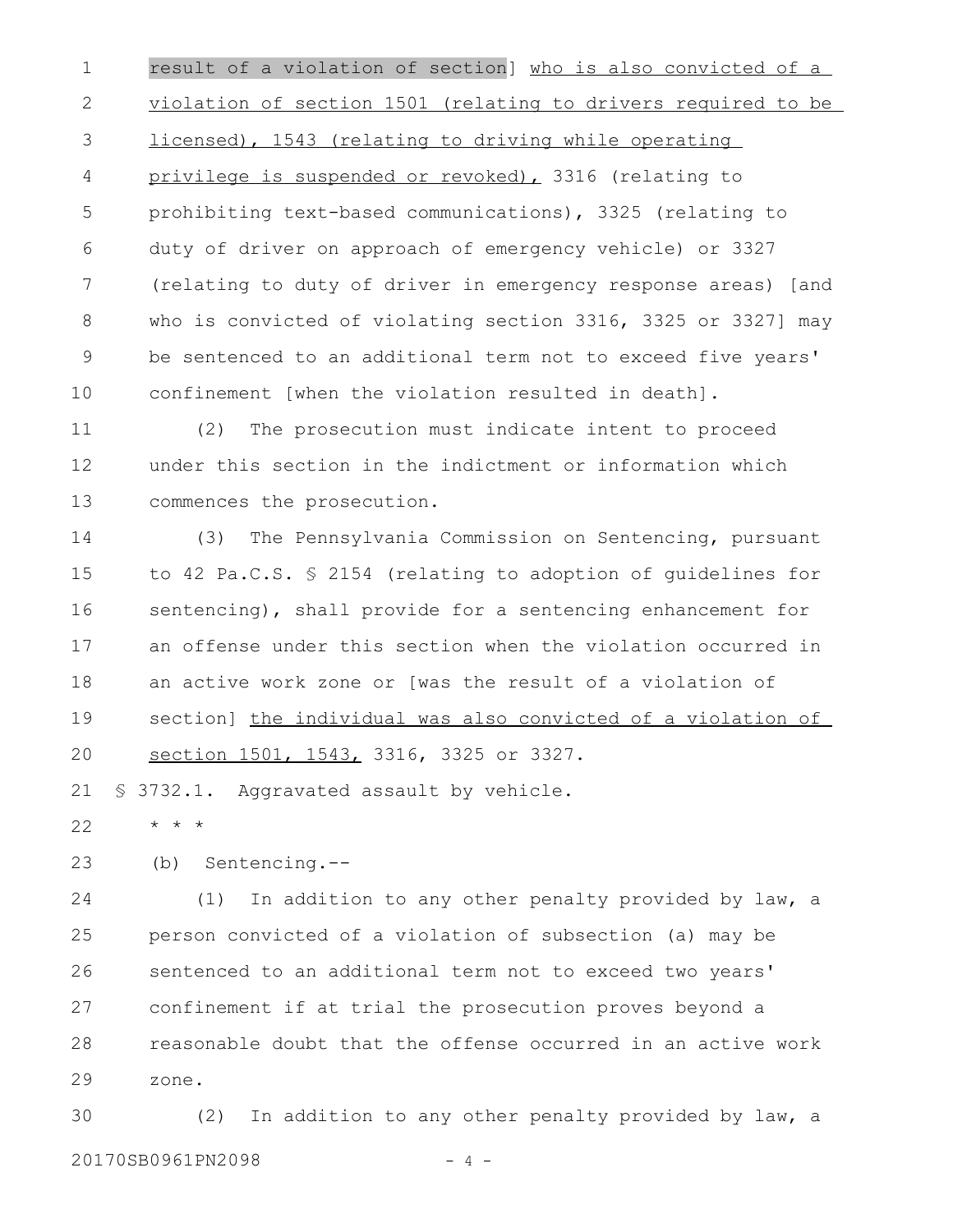result of a violation of section] who is also convicted of a violation of section 1501 (relating to drivers required to be licensed), 1543 (relating to driving while operating privilege is suspended or revoked), 3316 (relating to prohibiting text-based communications), 3325 (relating to duty of driver on approach of emergency vehicle) or 3327 (relating to duty of driver in emergency response areas) [and who is convicted of violating section 3316, 3325 or 3327] may be sentenced to an additional term not to exceed five years' confinement [when the violation resulted in death].

(2) The prosecution must indicate intent to proceed under this section in the indictment or information which commences the prosecution.

(3) The Pennsylvania Commission on Sentencing, pursuant to 42 Pa.C.S. § 2154 (relating to adoption of guidelines for sentencing), shall provide for a sentencing enhancement for an offense under this section when the violation occurred in an active work zone or [was the result of a violation of section] the individual was also convicted of a violation of section 1501, 1543, 3316, 3325 or 3327.

§ 3732.1. Aggravated assault by vehicle.

* * *

(b) Sentencing.--

(1) In addition to any other penalty provided by law, a person convicted of a violation of subsection (a) may be sentenced to an additional term not to exceed two years' confinement if at trial the prosecution proves beyond a reasonable doubt that the offense occurred in an active work zone.

(2) In addition to any other penalty provided by law, a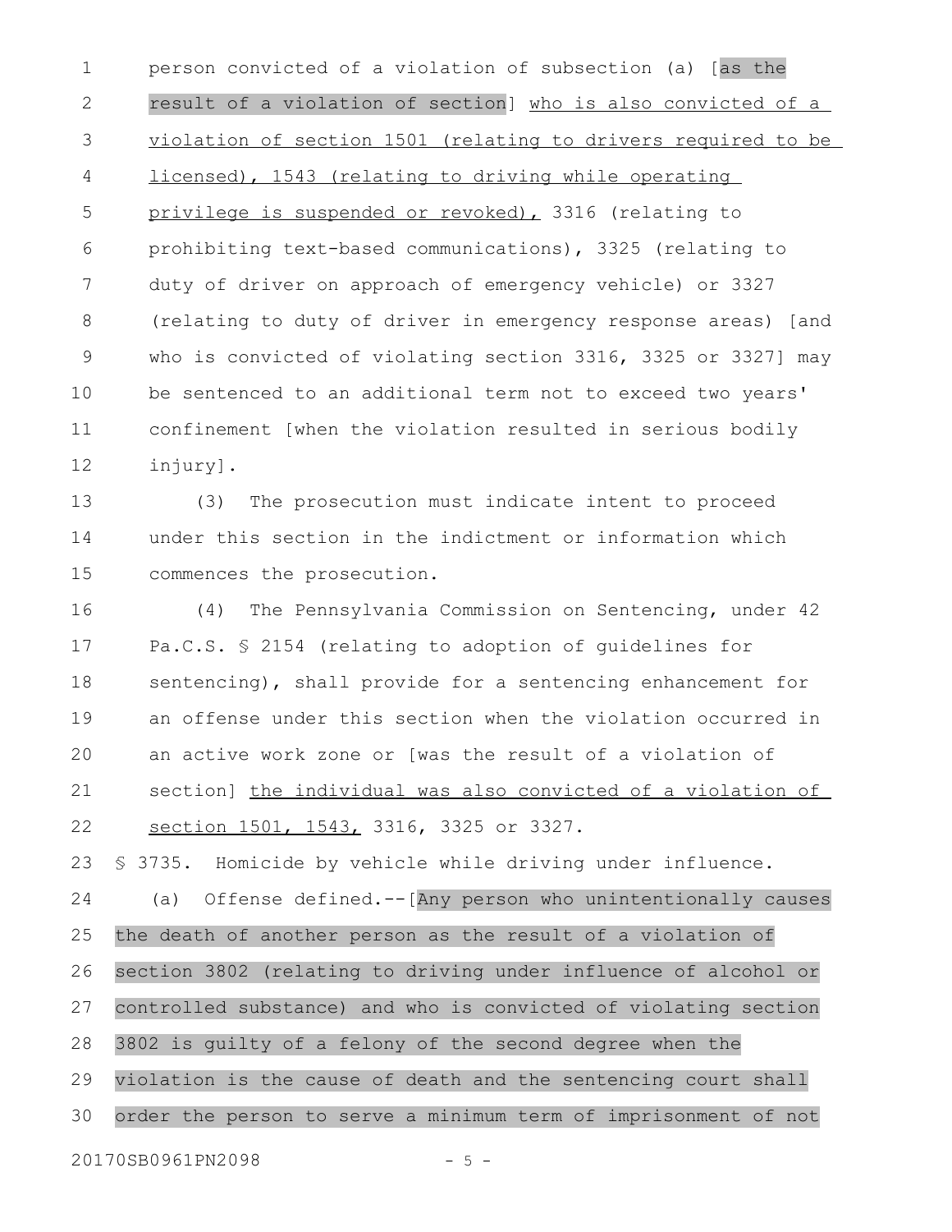person convicted of a violation of subsection (a) [as the result of a violation of section] who is also convicted of a violation of section 1501 (relating to drivers required to be licensed), 1543 (relating to driving while operating privilege is suspended or revoked), 3316 (relating to prohibiting text-based communications), 3325 (relating to duty of driver on approach of emergency vehicle) or 3327 (relating to duty of driver in emergency response areas) [and who is convicted of violating section 3316, 3325 or 3327] may be sentenced to an additional term not to exceed two years' confinement [when the violation resulted in serious bodily injury].

(3) The prosecution must indicate intent to proceed under this section in the indictment or information which commences the prosecution.

(4) The Pennsylvania Commission on Sentencing, under 42 Pa.C.S. § 2154 (relating to adoption of guidelines for sentencing), shall provide for a sentencing enhancement for an offense under this section when the violation occurred in an active work zone or [was the result of a violation of section] the individual was also convicted of a violation of section 1501, 1543, 3316, 3325 or 3327.

§ 3735. Homicide by vehicle while driving under influence.

(a) Offense defined.--[Any person who unintentionally causes the death of another person as the result of a violation of section 3802 (relating to driving under influence of alcohol or controlled substance) and who is convicted of violating section 3802 is guilty of a felony of the second degree when the violation is the cause of death and the sentencing court shall order the person to serve a minimum term of imprisonment of not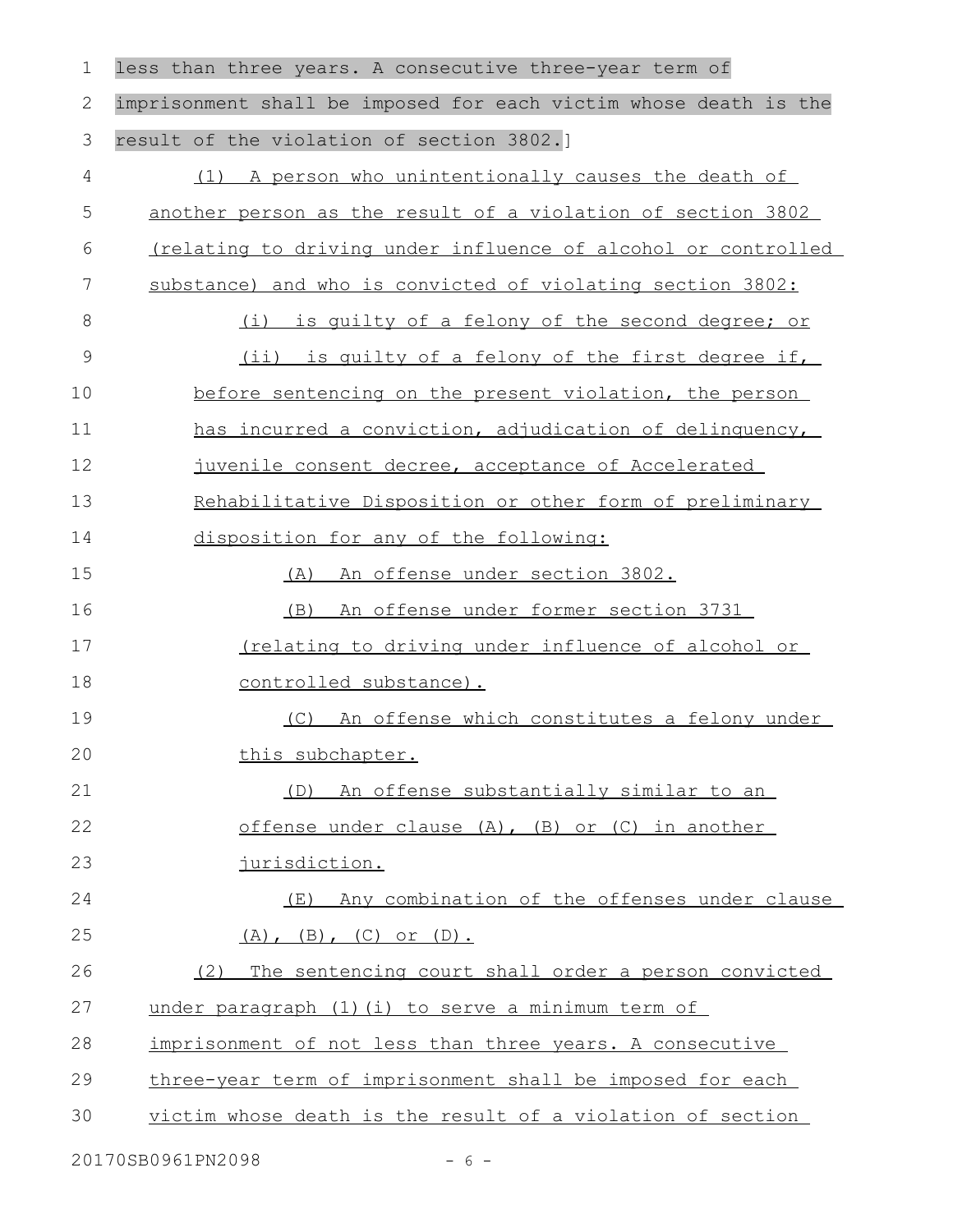less than three years. A consecutive three-year term of imprisonment shall be imposed for each victim whose death is the result of the violation of section 3802.]

(1) A person who unintentionally causes the death of another person as the result of a violation of section 3802 (relating to driving under influence of alcohol or controlled substance) and who is convicted of violating section 3802:

(i) is guilty of a felony of the second degree; or

(ii) is guilty of a felony of the first degree if, before sentencing on the present violation, the person has incurred a conviction, adjudication of delinquency, juvenile consent decree, acceptance of Accelerated Rehabilitative Disposition or other form of preliminary disposition for any of the following:

(A) An offense under section 3802.

(B) An offense under former section 3731 (relating to driving under influence of alcohol or controlled substance).

(C) An offense which constitutes a felony under this subchapter.

(D) An offense substantially similar to an offense under clause (A), (B) or (C) in another jurisdiction.

(E) Any combination of the offenses under clause (A), (B), (C) or (D).

(2) The sentencing court shall order a person convicted under paragraph (1)(i) to serve a minimum term of imprisonment of not less than three years. A consecutive three-year term of imprisonment shall be imposed for each victim whose death is the result of a violation of section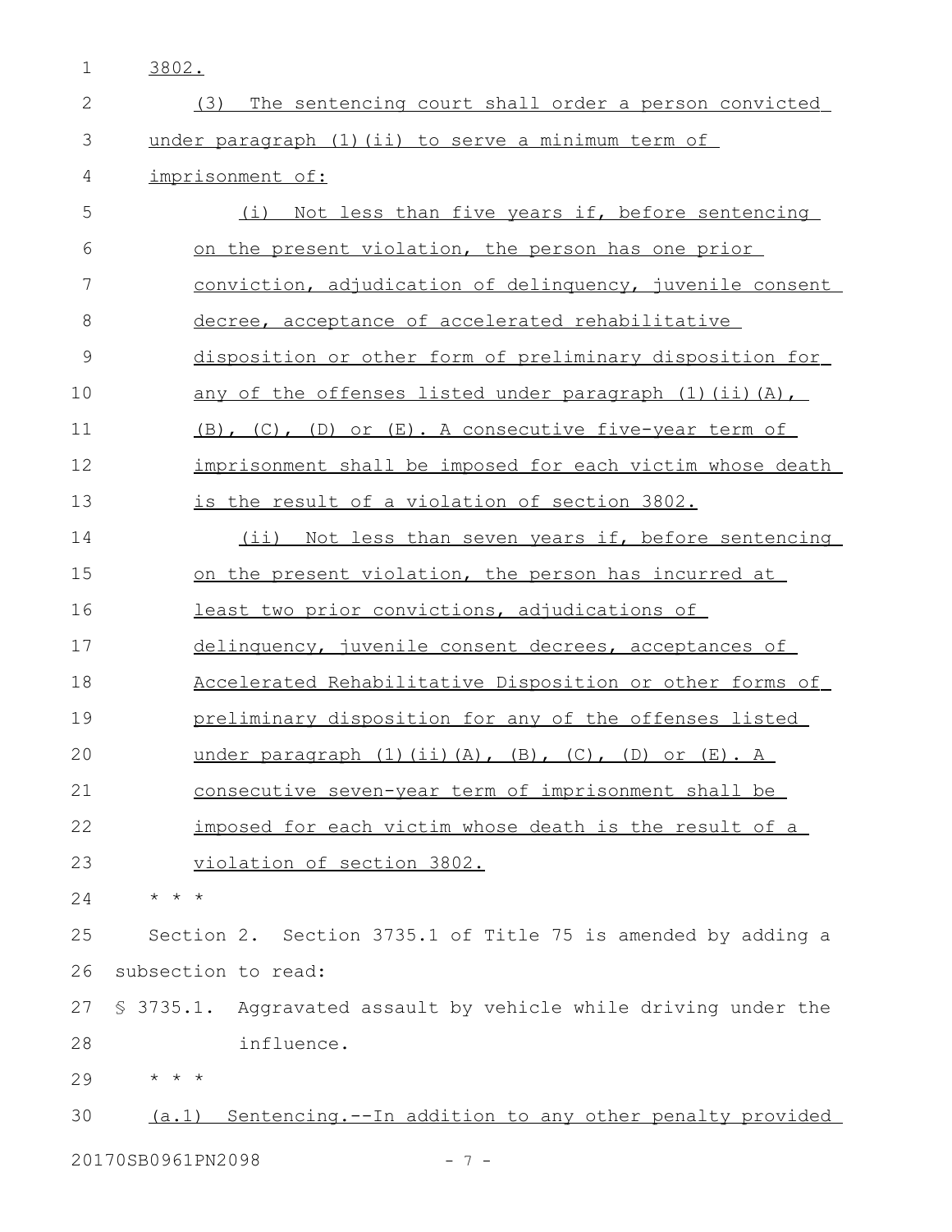3802.

(3) The sentencing court shall order a person convicted under paragraph (1)(ii) to serve a minimum term of imprisonment of:

(i) Not less than five years if, before sentencing on the present violation, the person has one prior conviction, adjudication of delinquency, juvenile consent decree, acceptance of accelerated rehabilitative disposition or other form of preliminary disposition for any of the offenses listed under paragraph (1)(ii)(A), (B), (C), (D) or (E). A consecutive five-year term of imprisonment shall be imposed for each victim whose death is the result of a violation of section 3802.

(ii) Not less than seven years if, before sentencing on the present violation, the person has incurred at least two prior convictions, adjudications of delinquency, juvenile consent decrees, acceptances of Accelerated Rehabilitative Disposition or other forms of preliminary disposition for any of the offenses listed under paragraph (1)(ii)(A), (B), (C), (D) or (E). A consecutive seven-year term of imprisonment shall be imposed for each victim whose death is the result of a violation of section 3802.

* * *

Section 2. Section 3735.1 of Title 75 is amended by adding a subsection to read:

§ 3735.1. Aggravated assault by vehicle while driving under the influence.

* * *

(a.1) Sentencing.--In addition to any other penalty provided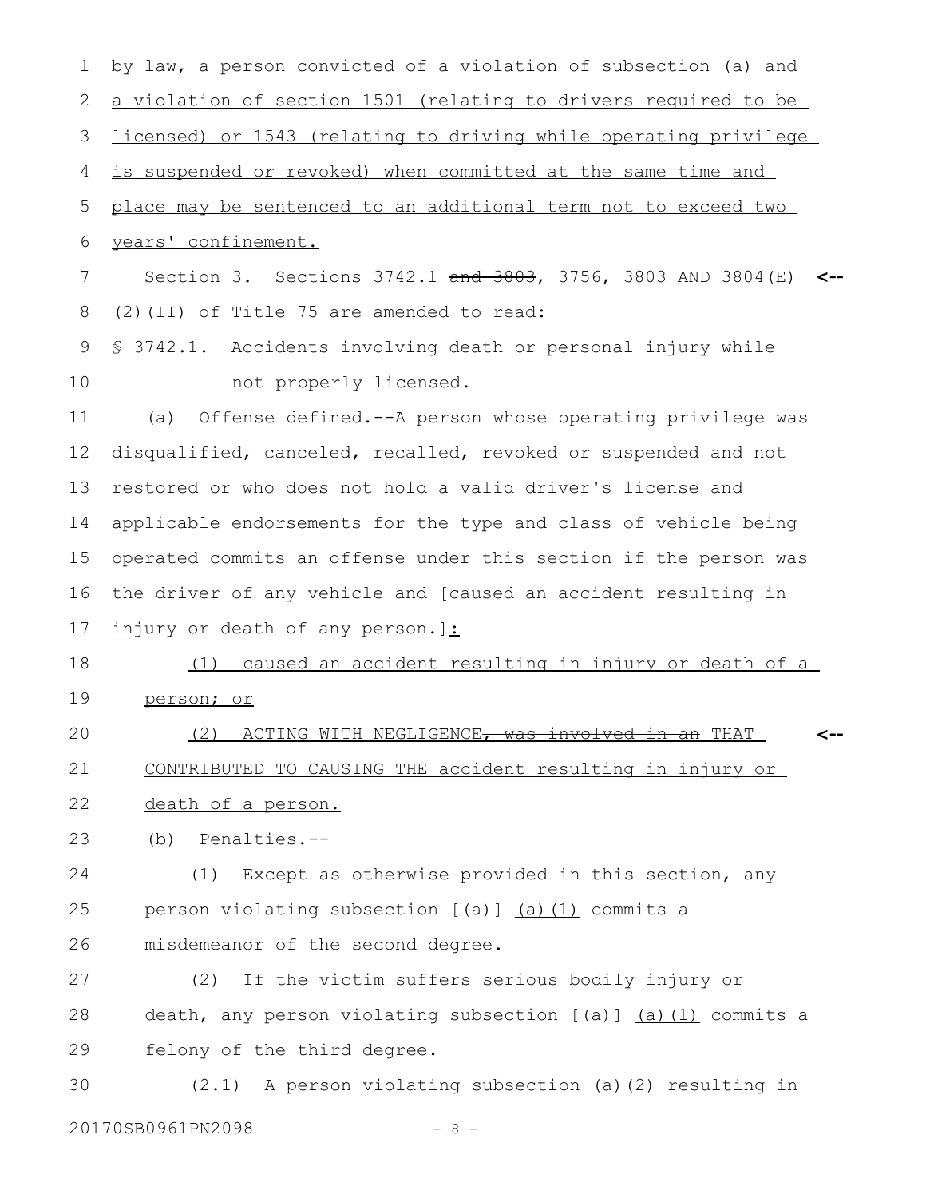by law, a person convicted of a violation of subsection (a) and a violation of section 1501 (relating to drivers required to be licensed) or 1543 (relating to driving while operating privilege is suspended or revoked) when committed at the same time and place may be sentenced to an additional term not to exceed two years' confinement.

Section 3. Sections 3742.1 ~~and 3803~~, 3756, 3803 AND 3804(E)(2)(II) of Title 75 are amended to read:

§ 3742.1. Accidents involving death or personal injury while not properly licensed.

(a) Offense defined.--A person whose operating privilege was disqualified, canceled, recalled, revoked or suspended and not restored or who does not hold a valid driver's license and applicable endorsements for the type and class of vehicle being operated commits an offense under this section if the person was the driver of any vehicle and [caused an accident resulting in injury or death of any person.]:

(1) caused an accident resulting in injury or death of a person; or

(2) ACTING WITH NEGLIGENCE~~, was involved in an~~ THAT CONTRIBUTED TO CAUSING THE accident resulting in injury or death of a person.

(b) Penalties.--

(1) Except as otherwise provided in this section, any person violating subsection [(a)] (a)(1) commits a misdemeanor of the second degree.

(2) If the victim suffers serious bodily injury or death, any person violating subsection [(a)] (a)(1) commits a felony of the third degree.

(2.1) A person violating subsection (a)(2) resulting in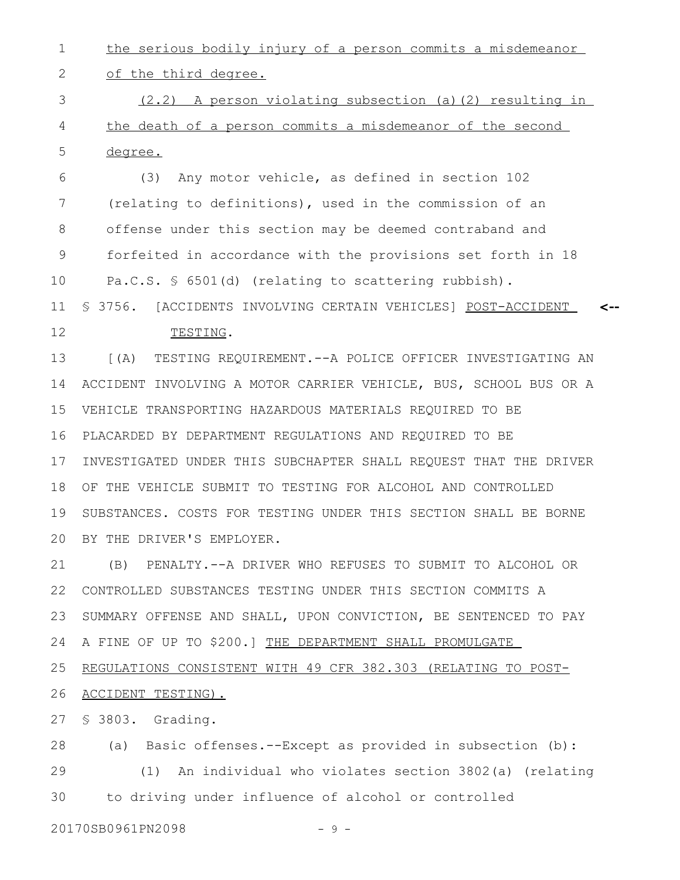the serious bodily injury of a person commits a misdemeanor of the third degree.

(2.2) A person violating subsection (a)(2) resulting in the death of a person commits a misdemeanor of the second degree.

(3) Any motor vehicle, as defined in section 102 (relating to definitions), used in the commission of an offense under this section may be deemed contraband and forfeited in accordance with the provisions set forth in 18 Pa.C.S. § 6501(d) (relating to scattering rubbish).

§ 3756. [ACCIDENTS INVOLVING CERTAIN VEHICLES] POST-ACCIDENT TESTING. <--

[(A) TESTING REQUIREMENT.--A POLICE OFFICER INVESTIGATING AN ACCIDENT INVOLVING A MOTOR CARRIER VEHICLE, BUS, SCHOOL BUS OR A VEHICLE TRANSPORTING HAZARDOUS MATERIALS REQUIRED TO BE PLACARDED BY DEPARTMENT REGULATIONS AND REQUIRED TO BE INVESTIGATED UNDER THIS SUBCHAPTER SHALL REQUEST THAT THE DRIVER OF THE VEHICLE SUBMIT TO TESTING FOR ALCOHOL AND CONTROLLED SUBSTANCES. COSTS FOR TESTING UNDER THIS SECTION SHALL BE BORNE BY THE DRIVER'S EMPLOYER.

(B) PENALTY.--A DRIVER WHO REFUSES TO SUBMIT TO ALCOHOL OR CONTROLLED SUBSTANCES TESTING UNDER THIS SECTION COMMITS A SUMMARY OFFENSE AND SHALL, UPON CONVICTION, BE SENTENCED TO PAY A FINE OF UP TO $200.] THE DEPARTMENT SHALL PROMULGATE REGULATIONS CONSISTENT WITH 49 CFR 382.303 (RELATING TO POST-ACCIDENT TESTING).

§ 3803. Grading.

(a) Basic offenses.--Except as provided in subsection (b):

(1) An individual who violates section 3802(a) (relating to driving under influence of alcohol or controlled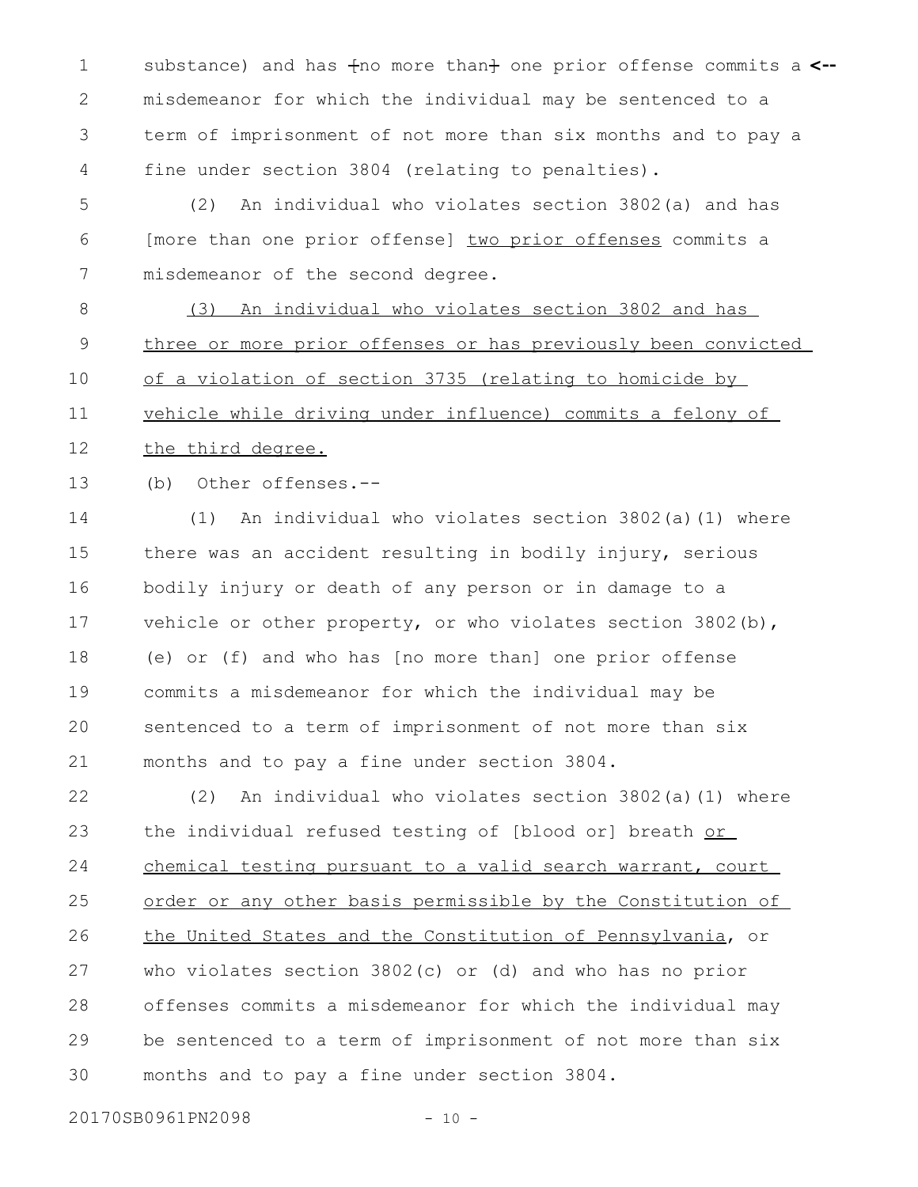substance) and has ⟦no more than⟧ one prior offense commits a misdemeanor for which the individual may be sentenced to a term of imprisonment of not more than six months and to pay a fine under section 3804 (relating to penalties).

(2) An individual who violates section 3802(a) and has [more than one prior offense] <u>two prior offenses</u> commits a misdemeanor of the second degree.

<u>(3) An individual who violates section 3802 and has three or more prior offenses or has previously been convicted of a violation of section 3735 (relating to homicide by vehicle while driving under influence) commits a felony of the third degree.</u>

(b) Other offenses.--

(1) An individual who violates section 3802(a)(1) where there was an accident resulting in bodily injury, serious bodily injury or death of any person or in damage to a vehicle or other property, or who violates section 3802(b), (e) or (f) and who has [no more than] one prior offense commits a misdemeanor for which the individual may be sentenced to a term of imprisonment of not more than six months and to pay a fine under section 3804.

(2) An individual who violates section 3802(a)(1) where the individual refused testing of [blood or] breath <u>or chemical testing pursuant to a valid search warrant, court order or any other basis permissible by the Constitution of the United States and the Constitution of Pennsylvania</u>, or who violates section 3802(c) or (d) and who has no prior offenses commits a misdemeanor for which the individual may be sentenced to a term of imprisonment of not more than six months and to pay a fine under section 3804.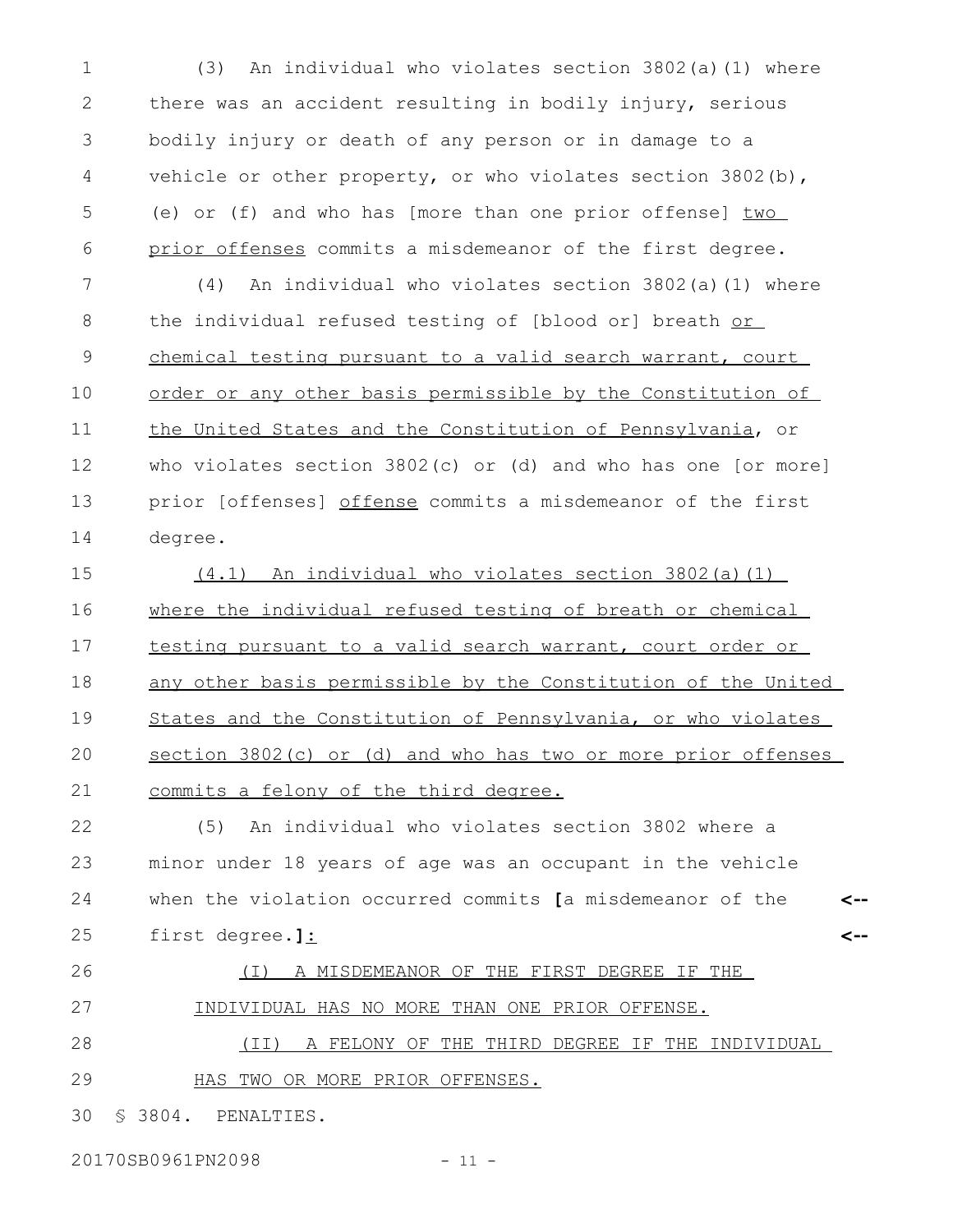(3) An individual who violates section 3802(a)(1) where there was an accident resulting in bodily injury, serious bodily injury or death of any person or in damage to a vehicle or other property, or who violates section 3802(b), (e) or (f) and who has [more than one prior offense] <u>two prior offenses</u> commits a misdemeanor of the first degree.

(4) An individual who violates section 3802(a)(1) where the individual refused testing of [blood or] breath <u>or chemical testing pursuant to a valid search warrant, court order or any other basis permissible by the Constitution of the United States and the Constitution of Pennsylvania</u>, or who violates section 3802(c) or (d) and who has one [or more] prior [offenses] <u>offense</u> commits a misdemeanor of the first degree.

<u>(4.1) An individual who violates section 3802(a)(1) where the individual refused testing of breath or chemical testing pursuant to a valid search warrant, court order or any other basis permissible by the Constitution of the United States and the Constitution of Pennsylvania, or who violates section 3802(c) or (d) and who has two or more prior offenses commits a felony of the third degree.</u>

(5) An individual who violates section 3802 where a minor under 18 years of age was an occupant in the vehicle when the violation occurred commits **[**a misdemeanor of the first degree.**]**<u>:</u>

<u>(I) A MISDEMEANOR OF THE FIRST DEGREE IF THE INDIVIDUAL HAS NO MORE THAN ONE PRIOR OFFENSE.</u>

<u>(II) A FELONY OF THE THIRD DEGREE IF THE INDIVIDUAL HAS TWO OR MORE PRIOR OFFENSES.</u>

§ 3804. PENALTIES.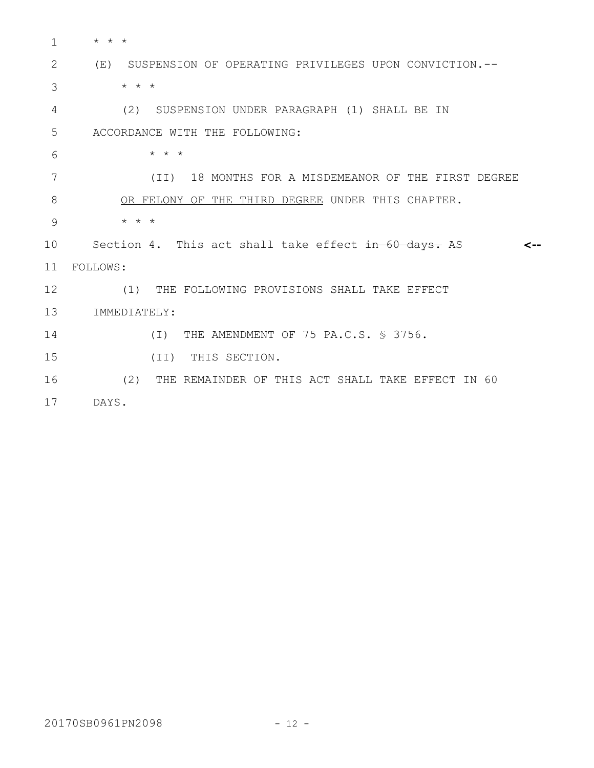* * *

(E) SUSPENSION OF OPERATING PRIVILEGES UPON CONVICTION.--

* * *

(2) SUSPENSION UNDER PARAGRAPH (1) SHALL BE IN ACCORDANCE WITH THE FOLLOWING:

* * *

(II) 18 MONTHS FOR A MISDEMEANOR OF THE FIRST DEGREE <u>OR FELONY OF THE THIRD DEGREE</u> UNDER THIS CHAPTER.

* * *

Section 4. This act shall take effect ~~in 60 days.~~ AS FOLLOWS:

(1) THE FOLLOWING PROVISIONS SHALL TAKE EFFECT IMMEDIATELY:

(I) THE AMENDMENT OF 75 PA.C.S. § 3756.

(II) THIS SECTION.

(2) THE REMAINDER OF THIS ACT SHALL TAKE EFFECT IN 60 DAYS.